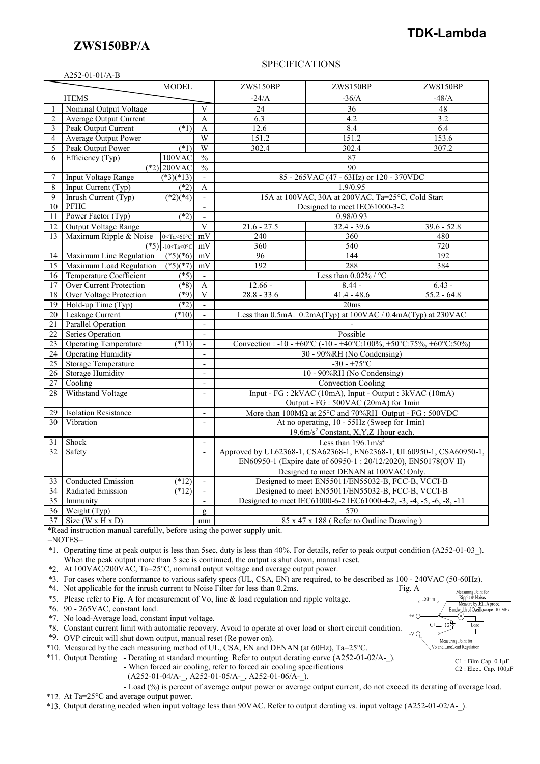# ZWS150BP/A

**TDK-Lambda**

## SPECIFICATIONS

A252-01-01/A-B

| | ITEMS | | MODEL | ZWS150BP -24/A | ZWS150BP -36/A | ZWS150BP -48/A |
|---|---|---|---|---|---|---|
| 1 | Nominal Output Voltage | | V | 24 | 36 | 48 |
| 2 | Average Output Current | | A | 6.3 | 4.2 | 3.2 |
| 3 | Peak Output Current | (*1) | A | 12.6 | 8.4 | 6.4 |
| 4 | Average Output Power | | W | 151.2 | 151.2 | 153.6 |
| 5 | Peak Output Power | (*1) | W | 302.4 | 302.4 | 307.2 |
| 6 | Efficiency (Typ) | 100VAC | % | 87 | | |
| | (*2) | 200VAC | % | 90 | | |
| 7 | Input Voltage Range | (*3)(*13) | - | 85 - 265VAC (47 - 63Hz) or 120 - 370VDC | | |
| 8 | Input Current (Typ) | (*2) | A | 1.9/0.95 | | |
| 9 | Inrush Current (Typ) | (*2)(*4) | - | 15A at 100VAC, 30A at 200VAC, Ta=25°C, Cold Start | | |
| 10 | PFHC | | - | Designed to meet IEC61000-3-2 | | |
| 11 | Power Factor (Typ) | (*2) | - | 0.98/0.93 | | |
| 12 | Output Voltage Range | | V | 21.6 - 27.5 | 32.4 - 39.6 | 39.6 - 52.8 |
| 13 | Maximum Ripple & Noise | 0≤Ta≤60°C | mV | 240 | 360 | 480 |
| | (*5) | -10≤Ta<0°C | mV | 360 | 540 | 720 |
| 14 | Maximum Line Regulation | (*5)(*6) | mV | 96 | 144 | 192 |
| 15 | Maximum Load Regulation | (*5)(*7) | mV | 192 | 288 | 384 |
| 16 | Temperature Coefficient | (*5) | - | Less than 0.02% / °C | | |
| 17 | Over Current Protection | (*8) | A | 12.66 - | 8.44 - | 6.43 - |
| 18 | Over Voltage Protection | (*9) | V | 28.8 - 33.6 | 41.4 - 48.6 | 55.2 - 64.8 |
| 19 | Hold-up Time (Typ) | (*2) | - | 20ms | | |
| 20 | Leakage Current | (*10) | - | Less than 0.5mA. 0.2mA(Typ) at 100VAC / 0.4mA(Typ) at 230VAC | | |
| 21 | Parallel Operation | | - | - | | |
| 22 | Series Operation | | - | Possible | | |
| 23 | Operating Temperature | (*11) | - | Convection : -10 - +60°C (-10 - +40°C:100%, +50°C:75%, +60°C:50%) | | |
| 24 | Operating Humidity | | - | 30 - 90%RH (No Condensing) | | |
| 25 | Storage Temperature | | - | -30 - +75°C | | |
| 26 | Storage Humidity | | - | 10 - 90%RH (No Condensing) | | |
| 27 | Cooling | | - | Convection Cooling | | |
| 28 | Withstand Voltage | | - | Input - FG : 2kVAC (10mA), Input - Output : 3kVAC (10mA) Output - FG : 500VAC (20mA) for 1min | | |
| 29 | Isolation Resistance | | - | More than 100MΩ at 25°C and 70%RH Output - FG : 500VDC | | |
| 30 | Vibration | | - | At no operating, 10 - 55Hz (Sweep for 1min) 19.6m/s² Constant, X,Y,Z 1hour each. | | |
| 31 | Shock | | - | Less than 196.1m/s² | | |
| 32 | Safety | | - | Approved by UL62368-1, CSA62368-1, EN62368-1, UL60950-1, CSA60950-1, EN60950-1 (Expire date of 60950-1 : 20/12/2020), EN50178(OV II) Designed to meet DENAN at 100VAC Only. | | |
| 33 | Conducted Emission | (*12) | - | Designed to meet EN55011/EN55032-B, FCC-B, VCCI-B | | |
| 34 | Radiated Emission | (*12) | - | Designed to meet EN55011/EN55032-B, FCC-B, VCCI-B | | |
| 35 | Immunity | | - | Designed to meet IEC61000-6-2 IEC61000-4-2, -3, -4, -5, -6, -8, -11 | | |
| 36 | Weight (Typ) | | g | 570 | | |
| 37 | Size (W x H x D) | | mm | 85 x 47 x 188 ( Refer to Outline Drawing ) | | |

*Read instruction manual carefully, before using the power supply unit.

=NOTES=

*1. Operating time at peak output is less than 5sec, duty is less than 40%. For details, refer to peak output condition (A252-01-03_). When the peak output more than 5 sec is continued, the output is shut down, manual reset.

*2. At 100VAC/200VAC, Ta=25°C, nominal output voltage and average output power.

*3. For cases where conformance to various safety specs (UL, CSA, EN) are required, to be described as 100 - 240VAC (50-60Hz).

*4. Not applicable for the inrush current to Noise Filter for less than 0.2ms.

*5. Please refer to Fig. A for measurement of Vo, line & load regulation and ripple voltage.

*6. 90 - 265VAC, constant load.

*7. No load-Average load, constant input voltage.

*8. Constant current limit with automatic recovery. Avoid to operate at over load or short circuit condition.

*9. OVP circuit will shut down output, manual reset (Re power on).

*10. Measured by the each measuring method of UL, CSA, EN and DENAN (at 60Hz), Ta=25°C.

*11. Output Derating - Derating at standard mounting. Refer to output derating curve (A252-01-02/A-_).
- When forced air cooling, refer to forced air cooling specifications (A252-01-04/A-_, A252-01-05/A-_, A252-01-06/A-_).
- Load (%) is percent of average output power or average output current, do not exceed its derating of average load.

*12. At Ta=25°C and average output power.

*13. Output derating needed when input voltage less than 90VAC. Refer to output derating vs. input voltage (A252-01-02/A-_).

Fig. A

Measuring Point for Ripple & Noise. Measure by JEITA probe. Bandwidth of Oscilloscope: 100MHz

150mm

Measuring Point for Vo and Line/Load Regulation.

C1 : Film Cap. 0.1µF
C2 : Elect. Cap. 100µF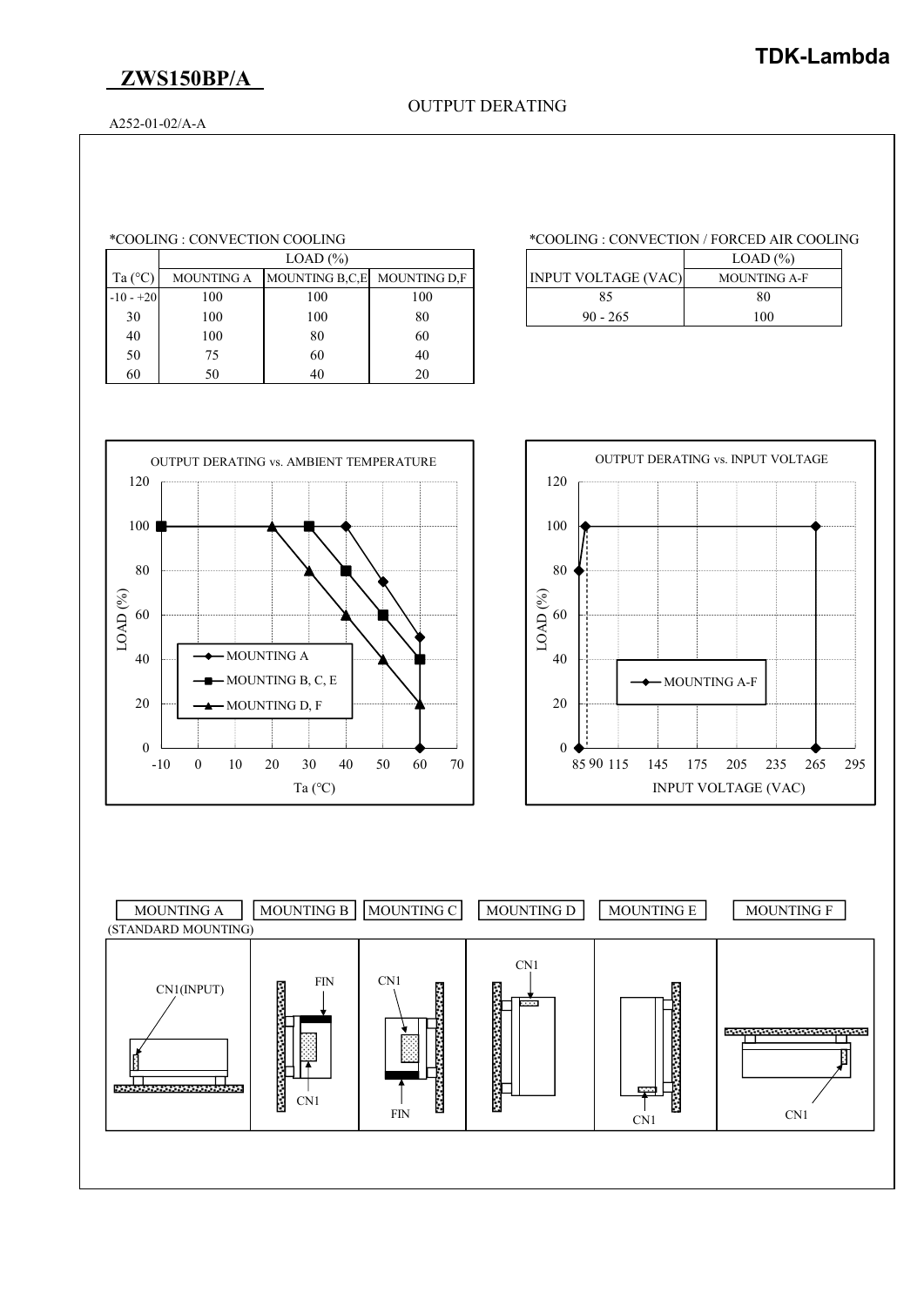# ZWS150BP/A

## OUTPUT DERATING

A252-01-02/A-A

*COOLING : CONVECTION COOLING

| Ta (°C) | LOAD (%) | | |
|---|---|---|---|
| | MOUNTING A | MOUNTING B,C,E | MOUNTING D,F |
| -10 - +20 | 100 | 100 | 100 |
| 30 | 100 | 100 | 80 |
| 40 | 100 | 80 | 60 |
| 50 | 75 | 60 | 40 |
| 60 | 50 | 40 | 20 |

*COOLING : CONVECTION / FORCED AIR COOLING

| INPUT VOLTAGE (VAC) | LOAD (%) |
|---|---|
| | MOUNTING A-F |
| 85 | 80 |
| 90 - 265 | 100 |

OUTPUT DERATING vs. AMBIENT TEMPERATURE

OUTPUT DERATING vs. INPUT VOLTAGE

MOUNTING A (STANDARD MOUNTING) | MOUNTING B | MOUNTING C | MOUNTING D | MOUNTING E | MOUNTING F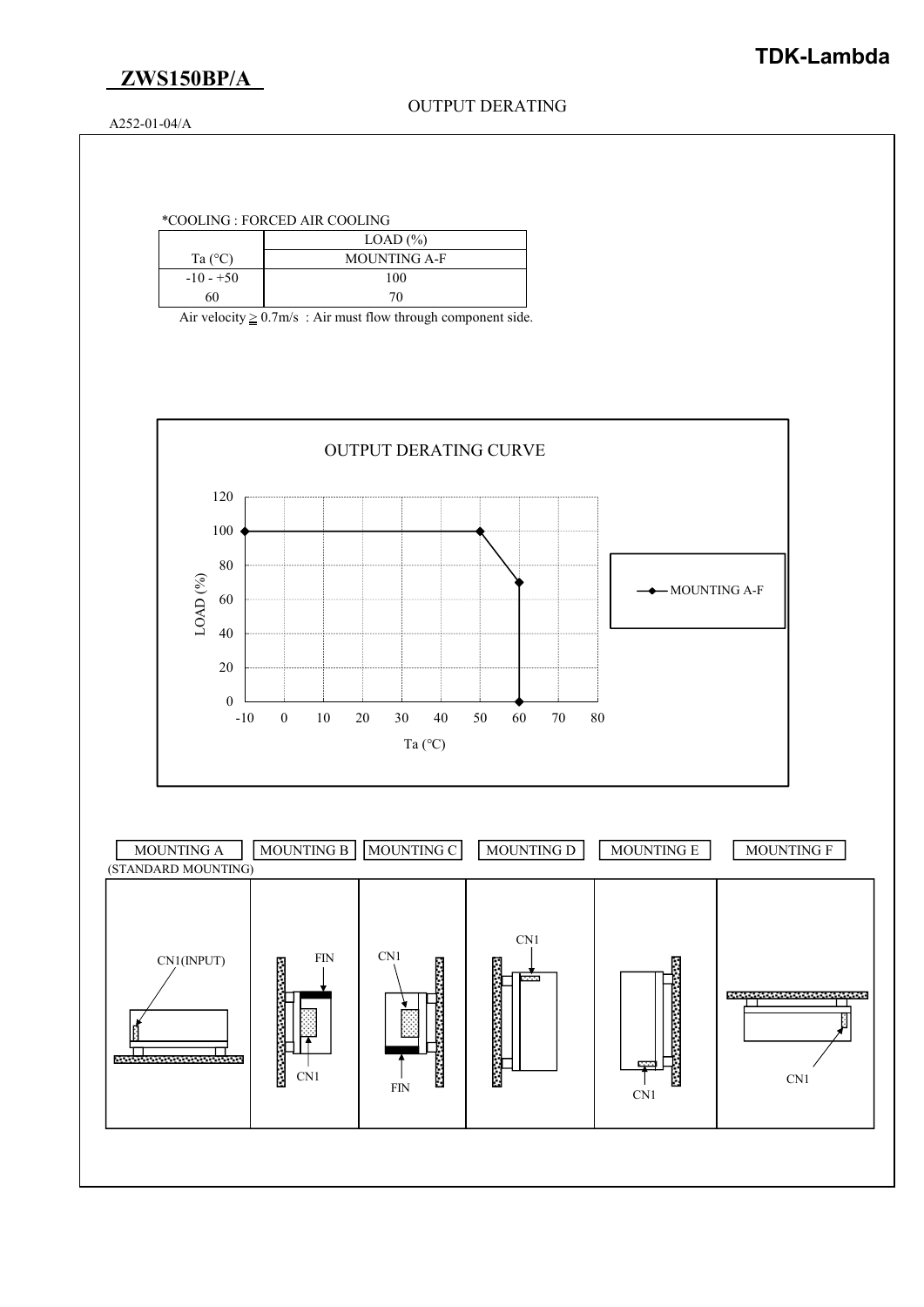# ZWS150BP/A

## OUTPUT DERATING

A252-01-04/A

*COOLING : FORCED AIR COOLING

| Ta (°C) | LOAD (%) |
|---|---|
| | MOUNTING A-F |
| -10 - +50 | 100 |
| 60 | 70 |

Air velocity ≥ 0.7m/s : Air must flow through component side.

OUTPUT DERATING CURVE

LOAD (%)

Ta (°C)

MOUNTING A-F

MOUNTING A (STANDARD MOUNTING) | MOUNTING B | MOUNTING C | MOUNTING D | MOUNTING E | MOUNTING F

CN1(INPUT)

FIN

CN1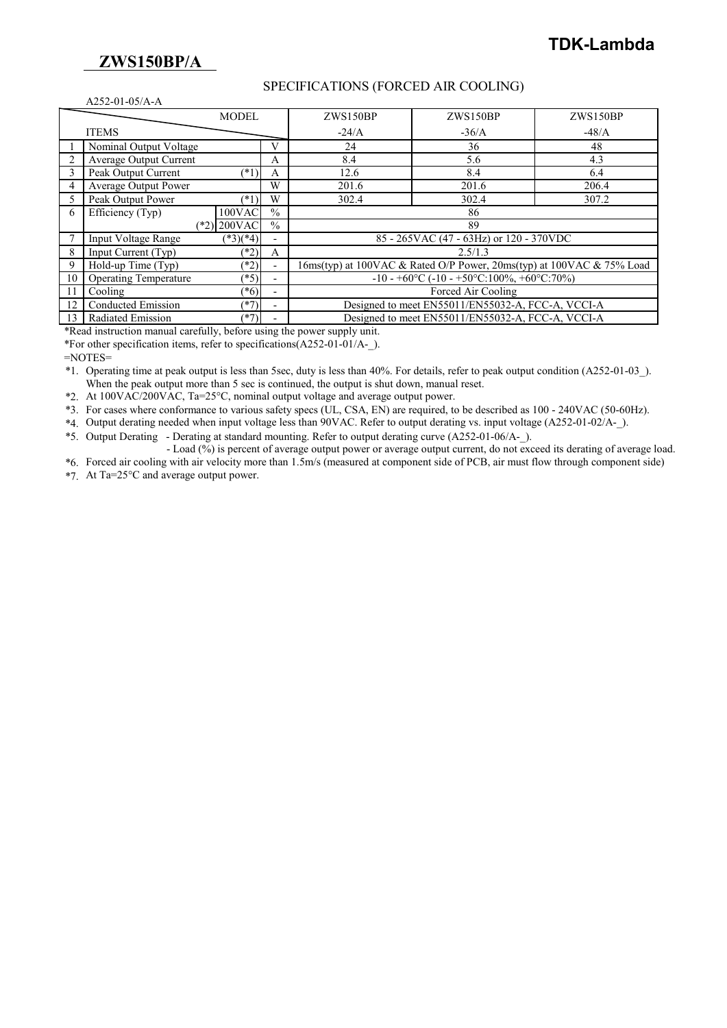# ZWS150BP/A

TDK-Lambda

## SPECIFICATIONS (FORCED AIR COOLING)

A252-01-05/A-A

| | ITEMS \ MODEL | | | ZWS150BP -24/A | ZWS150BP -36/A | ZWS150BP -48/A |
|---|---|---|---|---|---|---|
| 1 | Nominal Output Voltage | | V | 24 | 36 | 48 |
| 2 | Average Output Current | | A | 8.4 | 5.6 | 4.3 |
| 3 | Peak Output Current | (*1) | A | 12.6 | 8.4 | 6.4 |
| 4 | Average Output Power | | W | 201.6 | 201.6 | 206.4 |
| 5 | Peak Output Power | (*1) | W | 302.4 | 302.4 | 307.2 |
| 6 | Efficiency (Typ) | 100VAC | % | 86 | | |
| | (*2) | 200VAC | % | 89 | | |
| 7 | Input Voltage Range | (*3)(*4) | - | 85 - 265VAC (47 - 63Hz) or 120 - 370VDC | | |
| 8 | Input Current (Typ) | (*2) | A | 2.5/1.3 | | |
| 9 | Hold-up Time (Typ) | (*2) | - | 16ms(typ) at 100VAC & Rated O/P Power, 20ms(typ) at 100VAC & 75% Load | | |
| 10 | Operating Temperature | (*5) | - | -10 - +60°C (-10 - +50°C:100%, +60°C:70%) | | |
| 11 | Cooling | (*6) | - | Forced Air Cooling | | |
| 12 | Conducted Emission | (*7) | - | Designed to meet EN55011/EN55032-A, FCC-A, VCCI-A | | |
| 13 | Radiated Emission | (*7) | - | Designed to meet EN55011/EN55032-A, FCC-A, VCCI-A | | |

*Read instruction manual carefully, before using the power supply unit.

*For other specification items, refer to specifications(A252-01-01/A-_).

=NOTES=

*1. Operating time at peak output is less than 5sec, duty is less than 40%. For details, refer to peak output condition (A252-01-03_). When the peak output more than 5 sec is continued, the output is shut down, manual reset.

*2. At 100VAC/200VAC, Ta=25°C, nominal output voltage and average output power.

*3. For cases where conformance to various safety specs (UL, CSA, EN) are required, to be described as 100 - 240VAC (50-60Hz).

*4. Output derating needed when input voltage less than 90VAC. Refer to output derating vs. input voltage (A252-01-02/A-_).

*5. Output Derating - Derating at standard mounting. Refer to output derating curve (A252-01-06/A-_).
- Load (%) is percent of average output power or average output current, do not exceed its derating of average load.

*6. Forced air cooling with air velocity more than 1.5m/s (measured at component side of PCB, air must flow through component side)

*7. At Ta=25°C and average output power.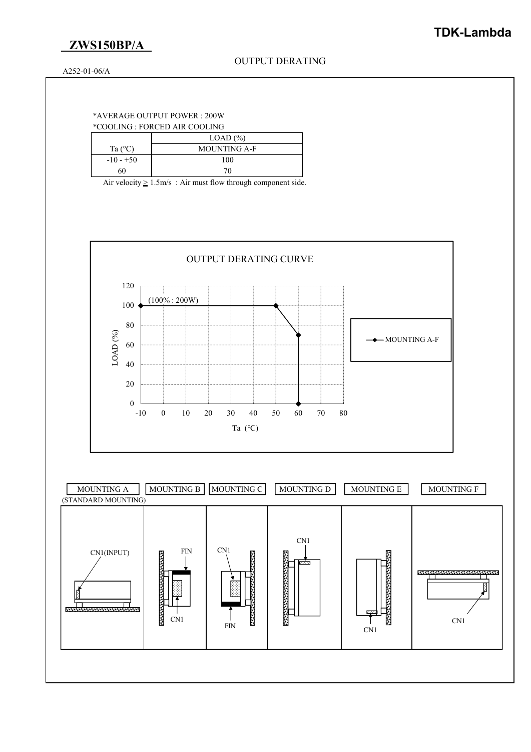## ZWS150BP/A

TDK-Lambda

### OUTPUT DERATING

A252-01-06/A

*AVERAGE OUTPUT POWER : 200W

*COOLING : FORCED AIR COOLING

| | LOAD (%) |
|---|---|
| Ta (°C) | MOUNTING A-F |
| -10 - +50 | 100 |
| 60 | 70 |

Air velocity ≥ 1.5m/s : Air must flow through component side.

OUTPUT DERATING CURVE

(100% : 200W)

LOAD (%)

120
100
80
60
40
20
0

-10 0 10 20 30 40 50 60 70 80

Ta (°C)

MOUNTING A-F

MOUNTING A (STANDARD MOUNTING)

CN1(INPUT)

MOUNTING B

FIN

CN1

MOUNTING C

CN1

FIN

MOUNTING D

CN1

MOUNTING E

CN1

MOUNTING F

CN1